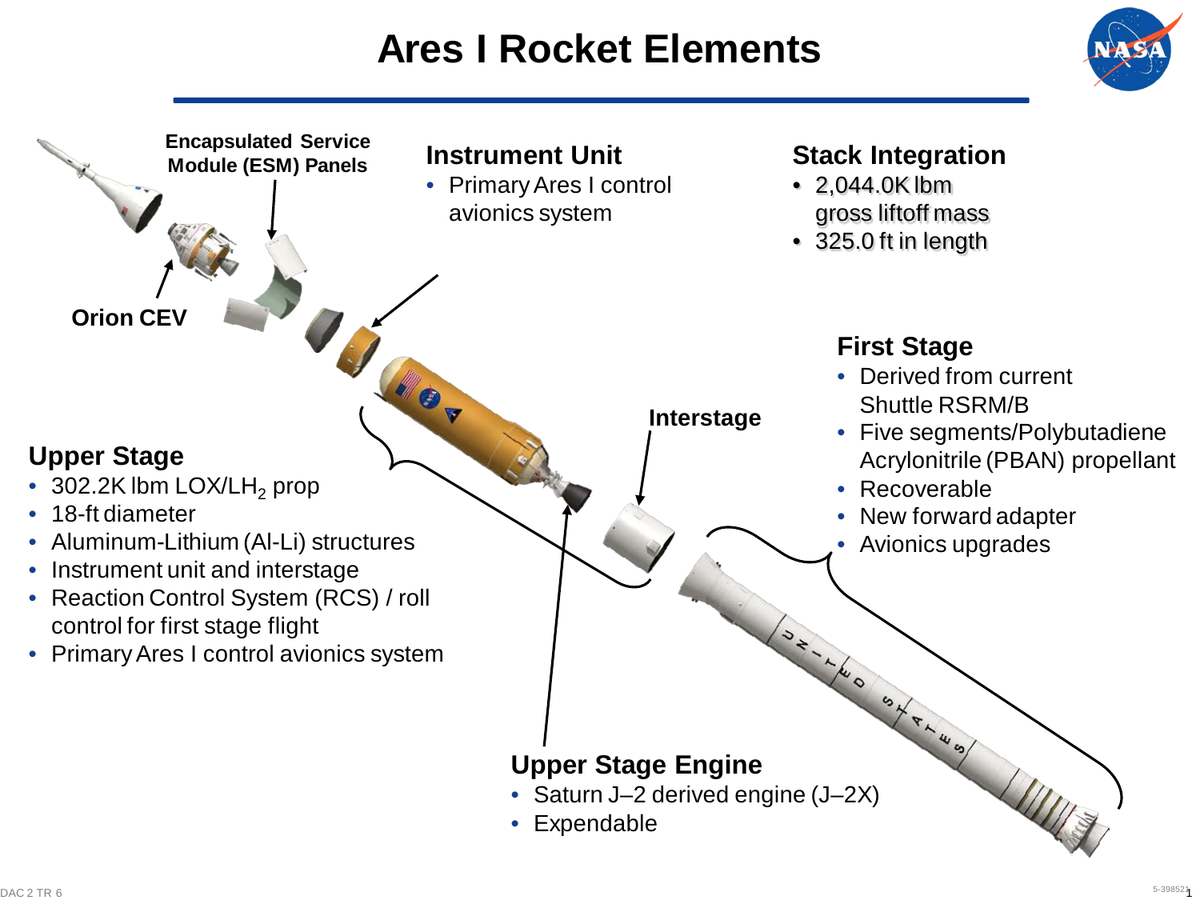# Ares I Rocket Elements

**Encapsulated Service Module (ESM) Panels**

**Orion CEV**

## Instrument Unit

- Primary Ares I control avionics system

## Stack Integration

- 2,044.0K lbm gross liftoff mass
- 325.0 ft in length

## First Stage

- Derived from current Shuttle RSRM/B
- Five segments/Polybutadiene Acrylonitrile (PBAN) propellant
- Recoverable
- New forward adapter
- Avionics upgrades

**Interstage**

## Upper Stage

- 302.2K lbm LOX/$LH_2$ prop
- 18-ft diameter
- Aluminum-Lithium (Al-Li) structures
- Instrument unit and interstage
- Reaction Control System (RCS) / roll control for first stage flight
- Primary Ares I control avionics system

## Upper Stage Engine

- Saturn J–2 derived engine (J–2X)
- Expendable

DAC 2 TR 6

5-398521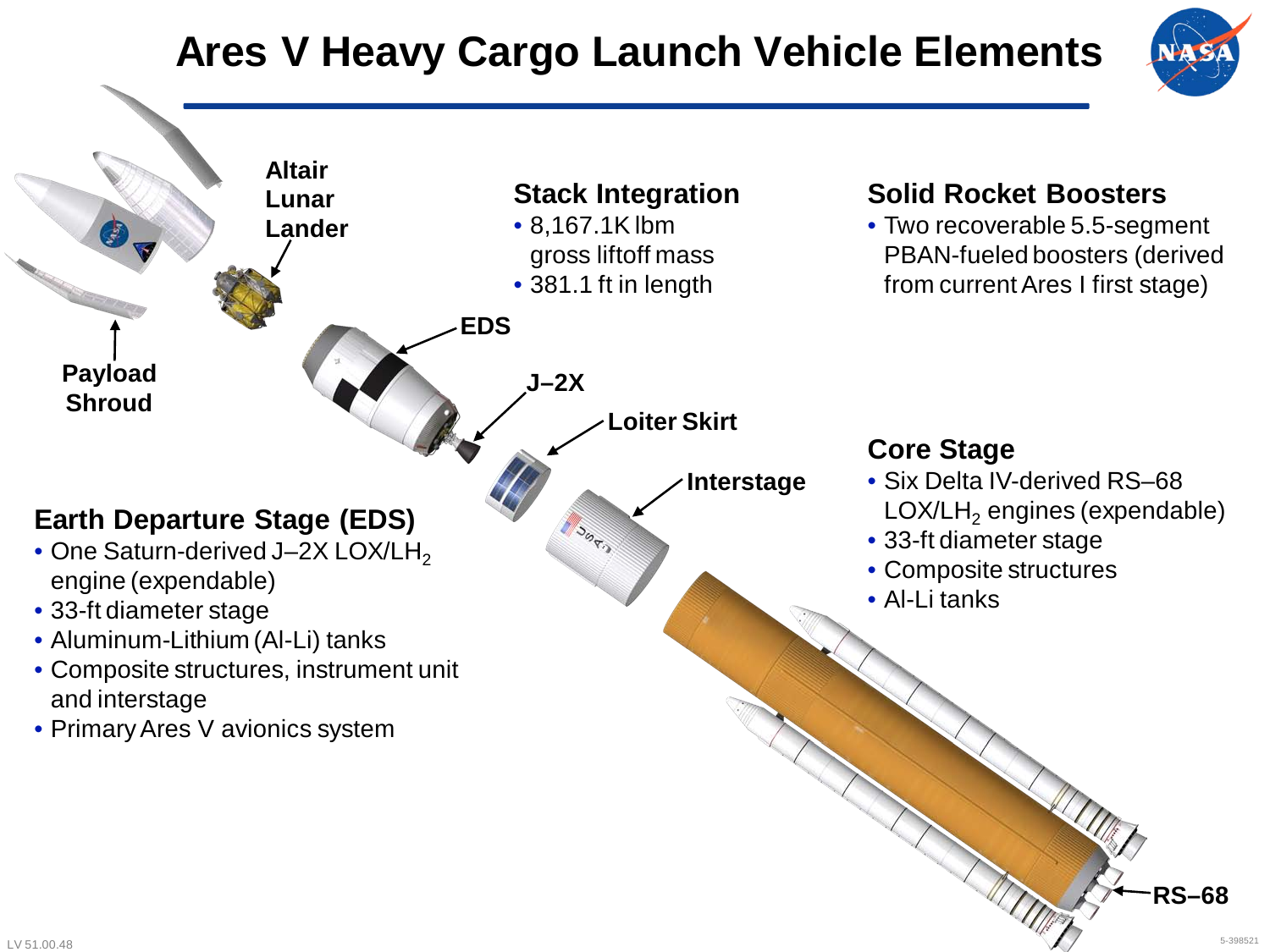# Ares V Heavy Cargo Launch Vehicle Elements

Altair Lunar Lander

Payload Shroud

EDS

J–2X

Loiter Skirt

Interstage

RS–68

## Stack Integration

- 8,167.1K lbm gross liftoff mass
- 381.1 ft in length

## Solid Rocket Boosters

- Two recoverable 5.5-segment PBAN-fueled boosters (derived from current Ares I first stage)

## Core Stage

- Six Delta IV-derived RS–68 $LOX/LH_2$ engines (expendable)
- 33-ft diameter stage
- Composite structures
- Al-Li tanks

## Earth Departure Stage (EDS)

- One Saturn-derived J–2X $LOX/LH_2$ engine (expendable)
- 33-ft diameter stage
- Aluminum-Lithium (Al-Li) tanks
- Composite structures, instrument unit and interstage
- Primary Ares V avionics system

LV 51.00.48

5-398521